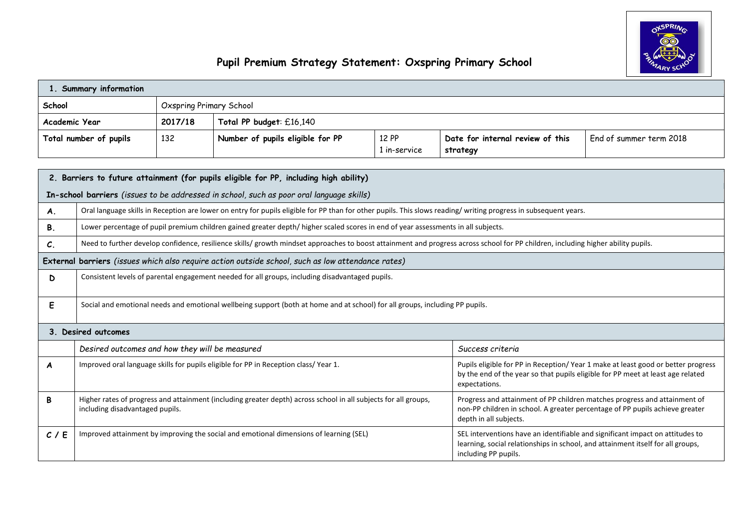# Pupil Premium Strategy Statement: Oxspring Primary School

| 1. Summary information | | | | | |
|---|---|---|---|---|---|
| School | Oxspring Primary School | | | | |
| Academic Year | 2017/18 | Total PP budget: £16,140 | | | |
| Total number of pupils | 132 | Number of pupils eligible for PP | 12 PP<br>1 in-service | Date for internal review of this strategy | End of summer term 2018 |

| 2. Barriers to future attainment (for pupils eligible for PP, including high ability) | |
|---|---|
| **In-school barriers** *(issues to be addressed in school, such as poor oral language skills)* | |
| A. | Oral language skills in Reception are lower on entry for pupils eligible for PP than for other pupils. This slows reading/ writing progress in subsequent years. |
| B. | Lower percentage of pupil premium children gained greater depth/ higher scaled scores in end of year assessments in all subjects. |
| C. | Need to further develop confidence, resilience skills/ growth mindset approaches to boost attainment and progress across school for PP children, including higher ability pupils. |
| **External barriers** *(issues which also require action outside school, such as low attendance rates)* | |
| D | Consistent levels of parental engagement needed for all groups, including disadvantaged pupils. |
| E | Social and emotional needs and emotional wellbeing support (both at home and at school) for all groups, including PP pupils. |

| 3. Desired outcomes | | |
|---|---|---|
| | *Desired outcomes and how they will be measured* | *Success criteria* |
| A | Improved oral language skills for pupils eligible for PP in Reception class/ Year 1. | Pupils eligible for PP in Reception/ Year 1 make at least good or better progress by the end of the year so that pupils eligible for PP meet at least age related expectations. |
| B | Higher rates of progress and attainment (including greater depth) across school in all subjects for all groups, including disadvantaged pupils. | Progress and attainment of PP children matches progress and attainment of non-PP children in school. A greater percentage of PP pupils achieve greater depth in all subjects. |
| C / E | Improved attainment by improving the social and emotional dimensions of learning (SEL) | SEL interventions have an identifiable and significant impact on attitudes to learning, social relationships in school, and attainment itself for all groups, including PP pupils. |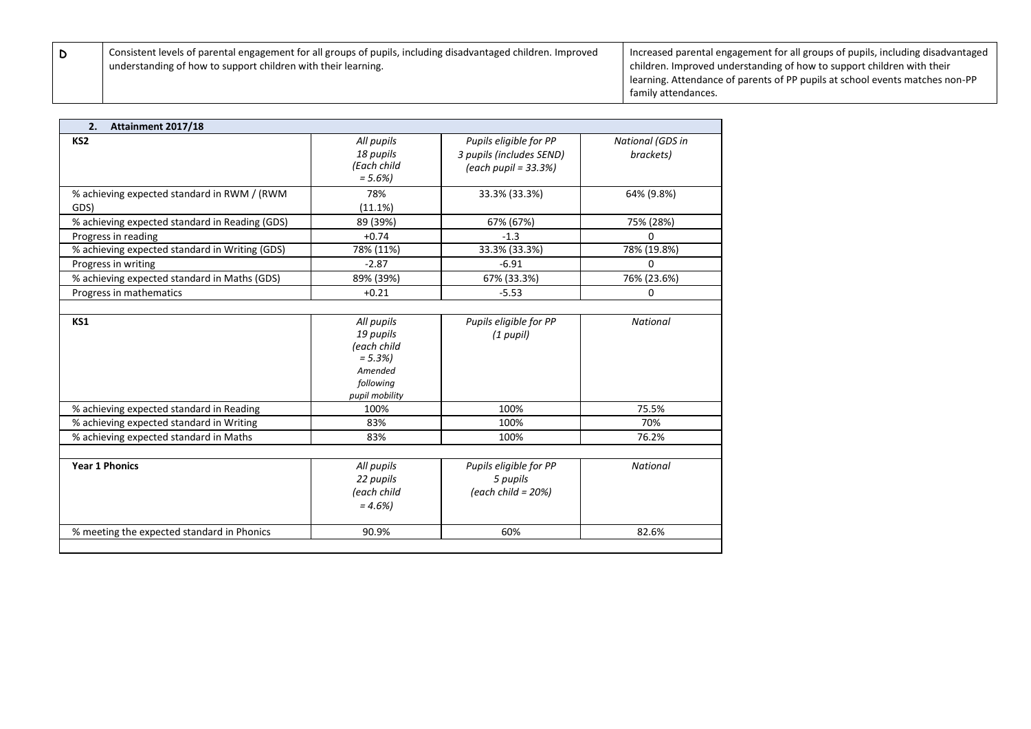| D | Consistent levels of parental engagement for all groups of pupils, including disadvantaged children. Improved understanding of how to support children with their learning. | Increased parental engagement for all groups of pupils, including disadvantaged children. Improved understanding of how to support children with their learning. Attendance of parents of PP pupils at school events matches non-PP family attendances. |
|---|---|---|

| **2. Attainment 2017/18** | | | |
|---|---|---|---|
| **KS2** | *All pupils 18 pupils (Each child = 5.6%)* | *Pupils eligible for PP 3 pupils (includes SEND) (each pupil = 33.3%)* | *National (GDS in brackets)* |
| % achieving expected standard in RWM / (RWM GDS) | 78% (11.1%) | 33.3% (33.3%) | 64% (9.8%) |
| % achieving expected standard in Reading (GDS) | 89 (39%) | 67% (67%) | 75% (28%) |
| Progress in reading | +0.74 | -1.3 | 0 |
| % achieving expected standard in Writing (GDS) | 78% (11%) | 33.3% (33.3%) | 78% (19.8%) |
| Progress in writing | -2.87 | -6.91 | 0 |
| % achieving expected standard in Maths (GDS) | 89% (39%) | 67% (33.3%) | 76% (23.6%) |
| Progress in mathematics | +0.21 | -5.53 | 0 |
| | | | |
| **KS1** | *All pupils 19 pupils (each child = 5.3%) Amended following pupil mobility* | *Pupils eligible for PP (1 pupil)* | *National* |
| % achieving expected standard in Reading | 100% | 100% | 75.5% |
| % achieving expected standard in Writing | 83% | 100% | 70% |
| % achieving expected standard in Maths | 83% | 100% | 76.2% |
| | | | |
| **Year 1 Phonics** | *All pupils 22 pupils (each child = 4.6%)* | *Pupils eligible for PP 5 pupils (each child = 20%)* | *National* |
| % meeting the expected standard in Phonics | 90.9% | 60% | 82.6% |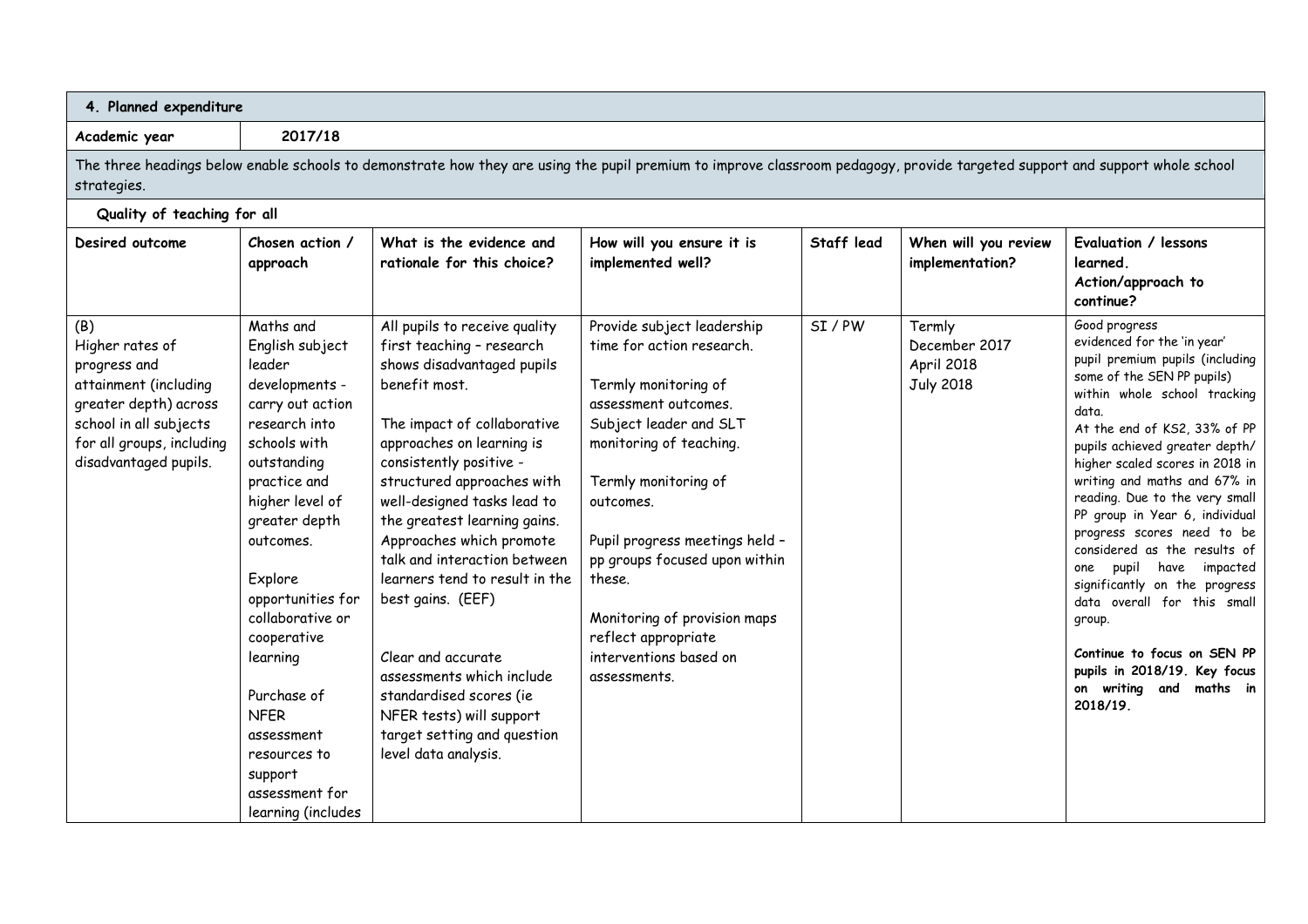| **4. Planned expenditure** | | | | | | |
|---|---|---|---|---|---|---|
| **Academic year** | **2017/18** | | | | | |
| The three headings below enable schools to demonstrate how they are using the pupil premium to improve classroom pedagogy, provide targeted support and support whole school strategies. | | | | | | |
| **Quality of teaching for all** | | | | | | |
| **Desired outcome** | **Chosen action / approach** | **What is the evidence and rationale for this choice?** | **How will you ensure it is implemented well?** | **Staff lead** | **When will you review implementation?** | **Evaluation / lessons learned. Action/approach to continue?** |
| (B) Higher rates of progress and attainment (including greater depth) across school in all subjects for all groups, including disadvantaged pupils. | Maths and English subject leader developments - carry out action research into schools with outstanding practice and higher level of greater depth outcomes.<br><br>Explore opportunities for collaborative or cooperative learning<br><br>Purchase of NFER assessment resources to support assessment for learning (includes | All pupils to receive quality first teaching – research shows disadvantaged pupils benefit most.<br><br>The impact of collaborative approaches on learning is consistently positive - structured approaches with well-designed tasks lead to the greatest learning gains. Approaches which promote talk and interaction between learners tend to result in the best gains. (EEF)<br><br>Clear and accurate assessments which include standardised scores (ie NFER tests) will support target setting and question level data analysis. | Provide subject leadership time for action research.<br><br>Termly monitoring of assessment outcomes.<br>Subject leader and SLT monitoring of teaching.<br><br>Termly monitoring of outcomes.<br><br>Pupil progress meetings held – pp groups focused upon within these.<br><br>Monitoring of provision maps reflect appropriate interventions based on assessments. | SI / PW | Termly<br>December 2017<br>April 2018<br>July 2018 | Good progress evidenced for the 'in year' pupil premium pupils (including some of the SEN PP pupils) within whole school tracking data.<br>At the end of KS2, 33% of PP pupils achieved greater depth/ higher scaled scores in 2018 in writing and maths and 67% in reading. Due to the very small PP group in Year 6, individual progress scores need to be considered as the results of one pupil have impacted significantly on the progress data overall for this small group.<br><br>**Continue to focus on SEN PP pupils in 2018/19. Key focus on writing and maths in 2018/19.** |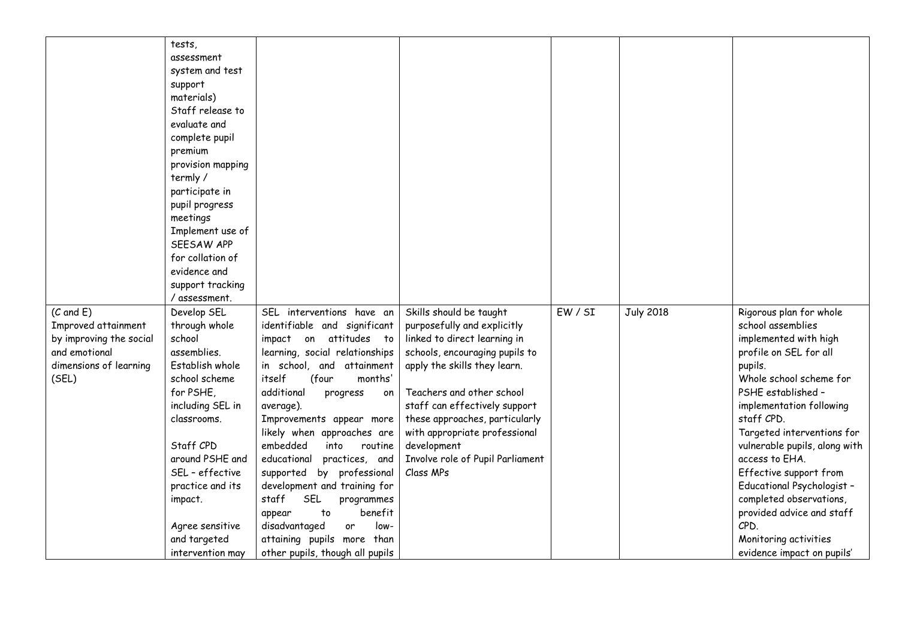| | | | | | | |
|---|---|---|---|---|---|---|
| | tests, assessment system and test support materials)<br>Staff release to evaluate and complete pupil premium provision mapping termly / participate in pupil progress meetings<br>Implement use of SEESAW APP for collation of evidence and support tracking / assessment. | | | | | |
| (C and E)<br>Improved attainment by improving the social and emotional dimensions of learning (SEL) | Develop SEL through whole school assemblies.<br>Establish whole school scheme for PSHE, including SEL in classrooms.<br><br>Staff CPD around PSHE and SEL – effective practice and its impact.<br><br>Agree sensitive and targeted intervention may | SEL interventions have an identifiable and significant impact on attitudes to learning, social relationships in school, and attainment itself (four months' additional progress on average).<br>Improvements appear more likely when approaches are embedded into routine educational practices, and supported by professional development and training for staff SEL programmes appear to benefit disadvantaged or low-attaining pupils more than other pupils, though all pupils | Skills should be taught purposefully and explicitly linked to direct learning in schools, encouraging pupils to apply the skills they learn.<br><br>Teachers and other school staff can effectively support these approaches, particularly with appropriate professional development<br>Involve role of Pupil Parliament Class MPs | EW / SI | July 2018 | Rigorous plan for whole school assemblies implemented with high profile on SEL for all pupils.<br>Whole school scheme for PSHE established – implementation following staff CPD.<br>Targeted interventions for vulnerable pupils, along with access to EHA.<br>Effective support from Educational Psychologist – completed observations, provided advice and staff CPD.<br>Monitoring activities evidence impact on pupils' |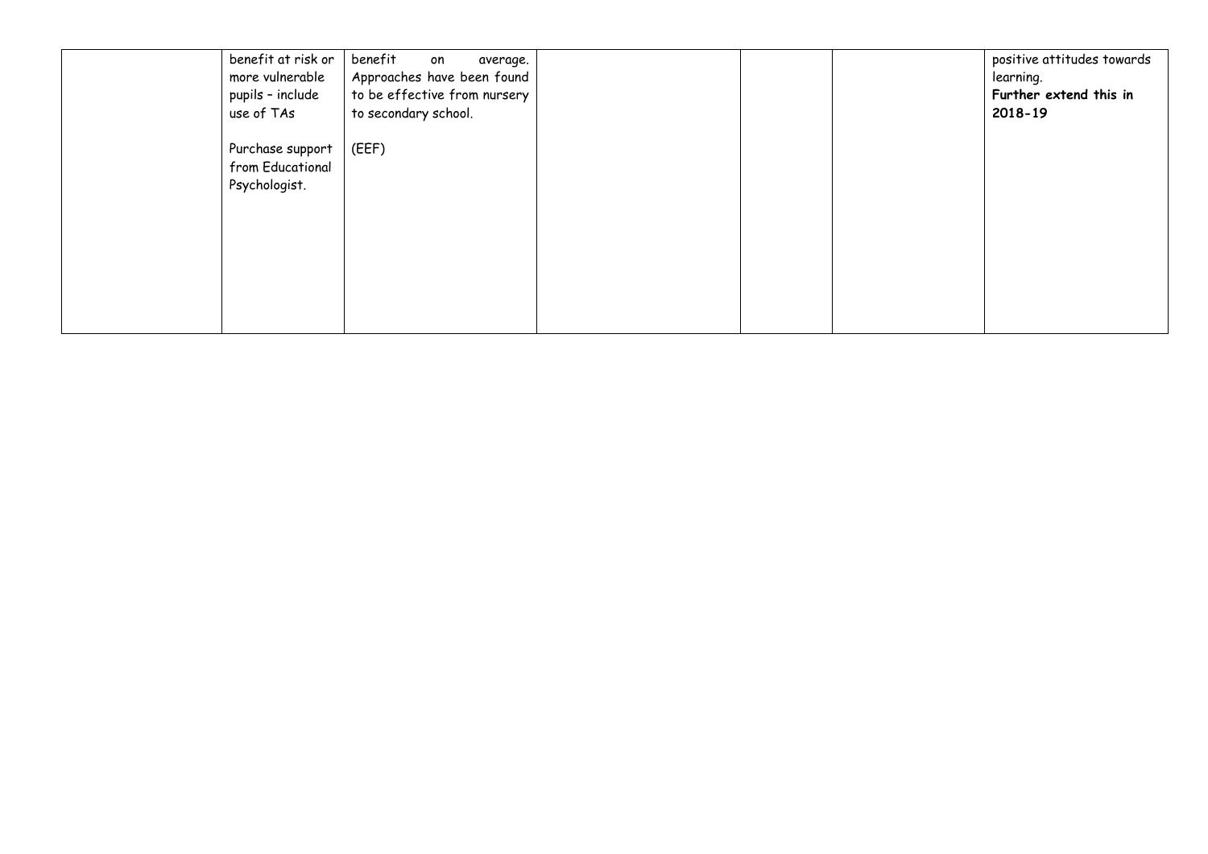| | | | | | | |
|---|---|---|---|---|---|---|
| | benefit at risk or more vulnerable pupils – include use of TAs<br><br>Purchase support from Educational Psychologist. | benefit on average. Approaches have been found to be effective from nursery to secondary school.<br><br>(EEF) | | | | positive attitudes towards learning.<br>**Further extend this in 2018-19** |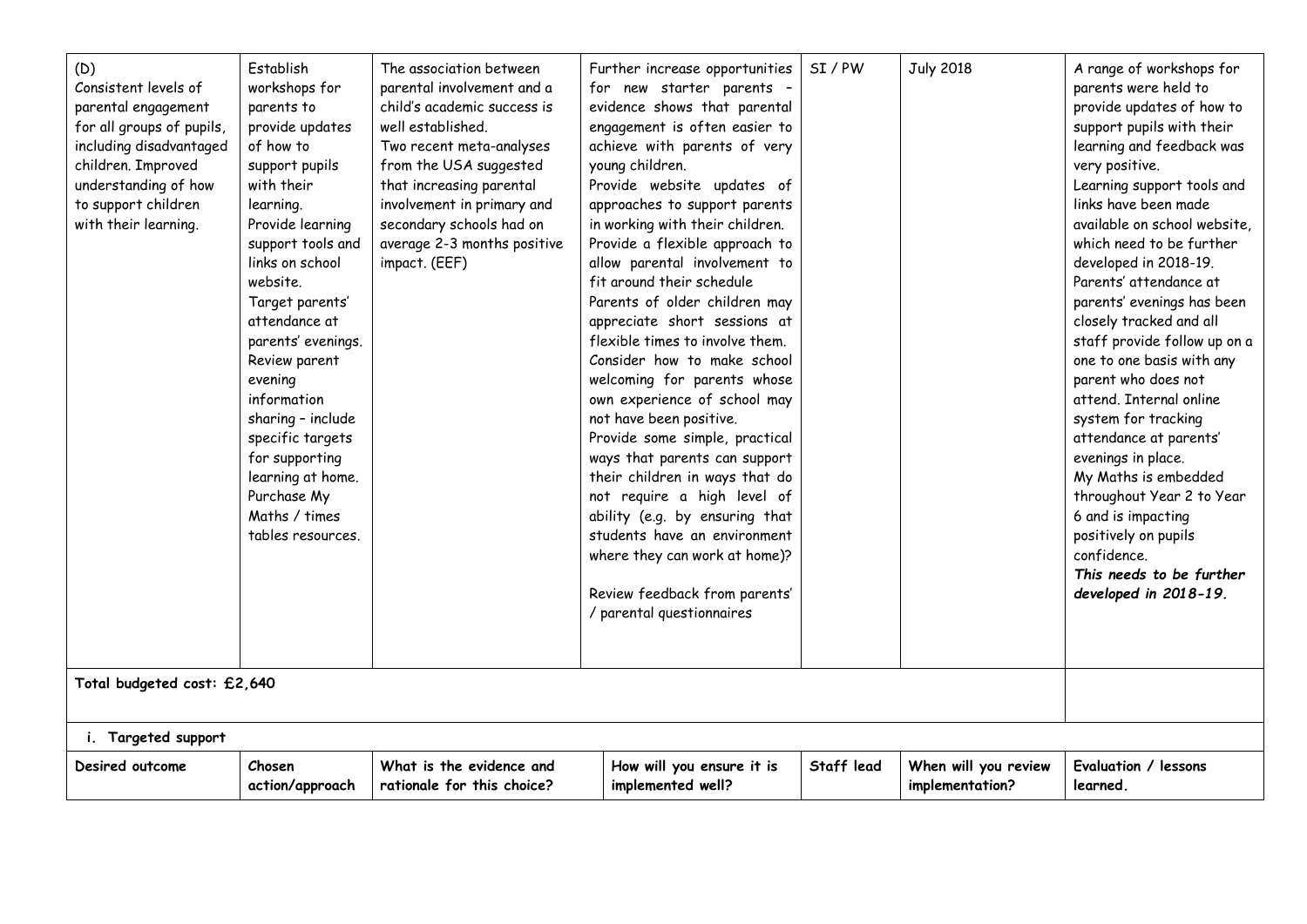| | | | | | | |
|---|---|---|---|---|---|---|
| (D) Consistent levels of parental engagement for all groups of pupils, including disadvantaged children. Improved understanding of how to support children with their learning. | Establish workshops for parents to provide updates of how to support pupils with their learning. Provide learning support tools and links on school website. Target parents' attendance at parents' evenings. Review parent evening information sharing – include specific targets for supporting learning at home. Purchase My Maths / times tables resources. | The association between parental involvement and a child's academic success is well established. Two recent meta-analyses from the USA suggested that increasing parental involvement in primary and secondary schools had on average 2-3 months positive impact. (EEF) | Further increase opportunities for new starter parents – evidence shows that parental engagement is often easier to achieve with parents of very young children. Provide website updates of approaches to support parents in working with their children. Provide a flexible approach to allow parental involvement to fit around their schedule Parents of older children may appreciate short sessions at flexible times to involve them. Consider how to make school welcoming for parents whose own experience of school may not have been positive. Provide some simple, practical ways that parents can support their children in ways that do not require a high level of ability (e.g. by ensuring that students have an environment where they can work at home)? <br><br> Review feedback from parents' / parental questionnaires | SI / PW | July 2018 | A range of workshops for parents were held to provide updates of how to support pupils with their learning and feedback was very positive. Learning support tools and links have been made available on school website, which need to be further developed in 2018-19. Parents' attendance at parents' evenings has been closely tracked and all staff provide follow up on a one to one basis with any parent who does not attend. Internal online system for tracking attendance at parents' evenings in place. My Maths is embedded throughout Year 2 to Year 6 and is impacting positively on pupils confidence. ***This needs to be further developed in 2018-19.*** |
| **Total budgeted cost: £2,640** | | | | | | |
| **i. Targeted support** | | | | | | |
| **Desired outcome** | **Chosen action/approach** | **What is the evidence and rationale for this choice?** | **How will you ensure it is implemented well?** | **Staff lead** | **When will you review implementation?** | **Evaluation / lessons learned.** |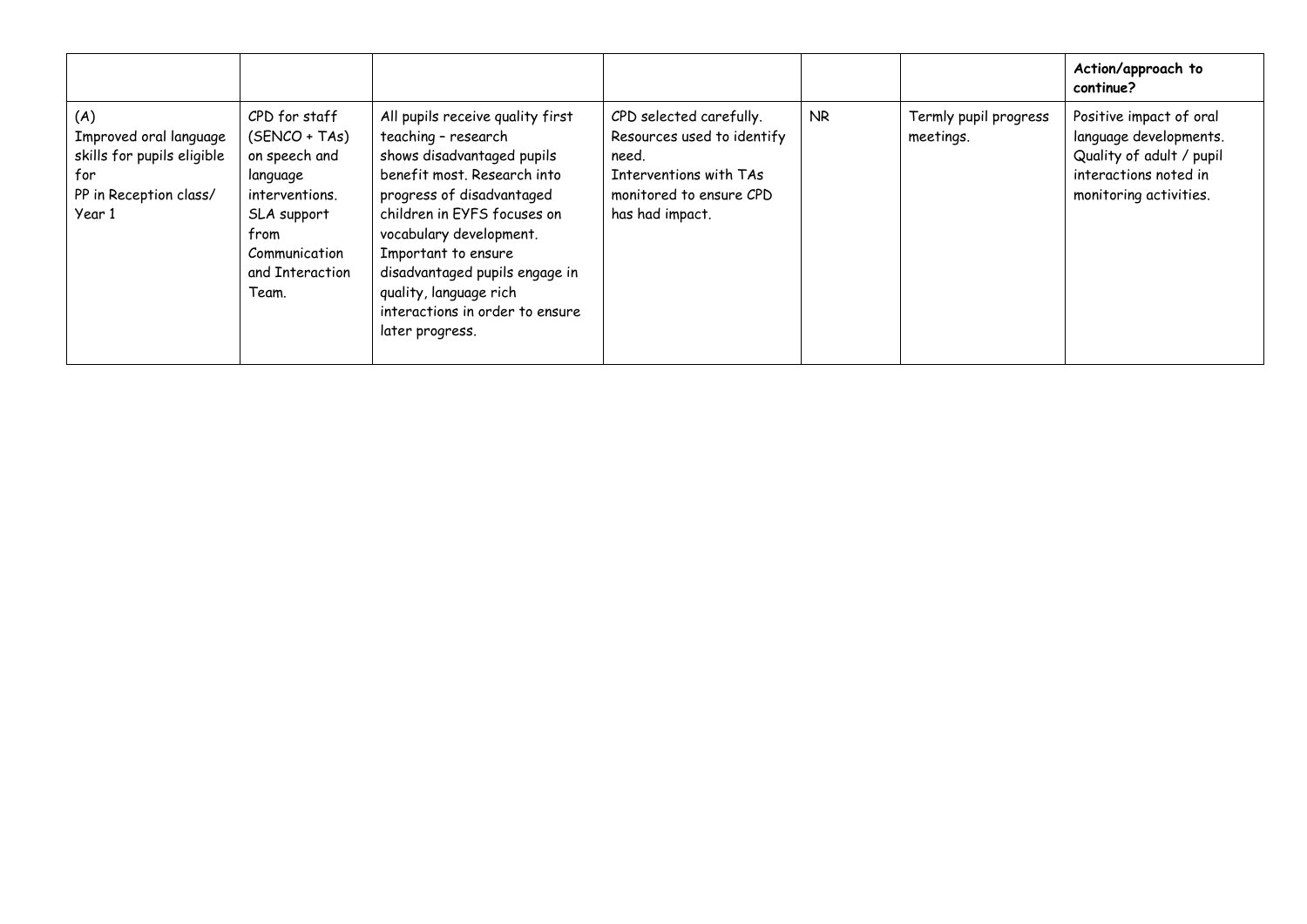| | | | | | | Action/approach to continue? |
|---|---|---|---|---|---|---|
| (A) Improved oral language skills for pupils eligible for PP in Reception class/ Year 1 | CPD for staff (SENCO + TAs) on speech and language interventions. SLA support from Communication and Interaction Team. | All pupils receive quality first teaching – research shows disadvantaged pupils benefit most. Research into progress of disadvantaged children in EYFS focuses on vocabulary development. Important to ensure disadvantaged pupils engage in quality, language rich interactions in order to ensure later progress. | CPD selected carefully. Resources used to identify need. Interventions with TAs monitored to ensure CPD has had impact. | NR | Termly pupil progress meetings. | Positive impact of oral language developments. Quality of adult / pupil interactions noted in monitoring activities. |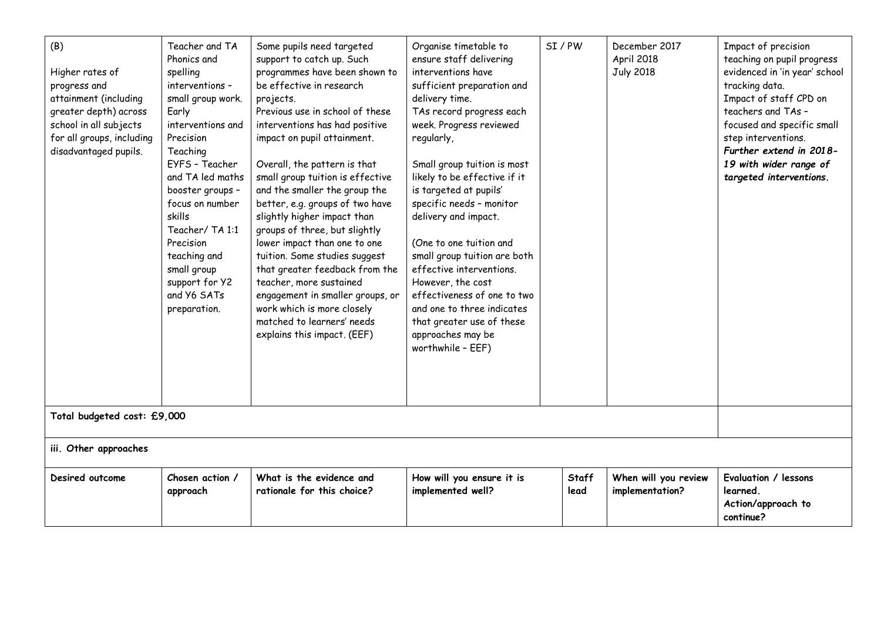| (B)<br><br>Higher rates of progress and attainment (including greater depth) across school in all subjects for all groups, including disadvantaged pupils. | Teacher and TA Phonics and spelling interventions – small group work. Early interventions and Precision Teaching<br>EYFS – Teacher and TA led maths booster groups – focus on number skills<br>Teacher/ TA 1:1 Precision teaching and small group support for Y2 and Y6 SATs preparation. | Some pupils need targeted support to catch up. Such programmes have been shown to be effective in research projects.<br>Previous use in school of these interventions has had positive impact on pupil attainment.<br><br>Overall, the pattern is that small group tuition is effective and the smaller the group the better, e.g. groups of two have slightly higher impact than groups of three, but slightly lower impact than one to one tuition. Some studies suggest that greater feedback from the teacher, more sustained engagement in smaller groups, or work which is more closely matched to learners' needs explains this impact. (EEF) | Organise timetable to ensure staff delivering interventions have sufficient preparation and delivery time.<br>TAs record progress each week. Progress reviewed regularly,<br><br>Small group tuition is most likely to be effective if it is targeted at pupils' specific needs – monitor delivery and impact.<br><br>(One to one tuition and small group tuition are both effective interventions. However, the cost effectiveness of one to two and one to three indicates that greater use of these approaches may be worthwhile – EEF) | SI / PW | December 2017<br>April 2018<br>July 2018 | Impact of precision teaching on pupil progress evidenced in 'in year' school tracking data.<br>Impact of staff CPD on teachers and TAs – focused and specific small step interventions.<br>***Further extend in 2018-19 with wider range of targeted interventions.*** |
|---|---|---|---|---|---|---|
| **Total budgeted cost: £9,000** | | | | | | |

**iii. Other approaches**

| Desired outcome | Chosen action / approach | What is the evidence and rationale for this choice? | How will you ensure it is implemented well? | Staff lead | When will you review implementation? | Evaluation / lessons learned. Action/approach to continue? |
|---|---|---|---|---|---|---|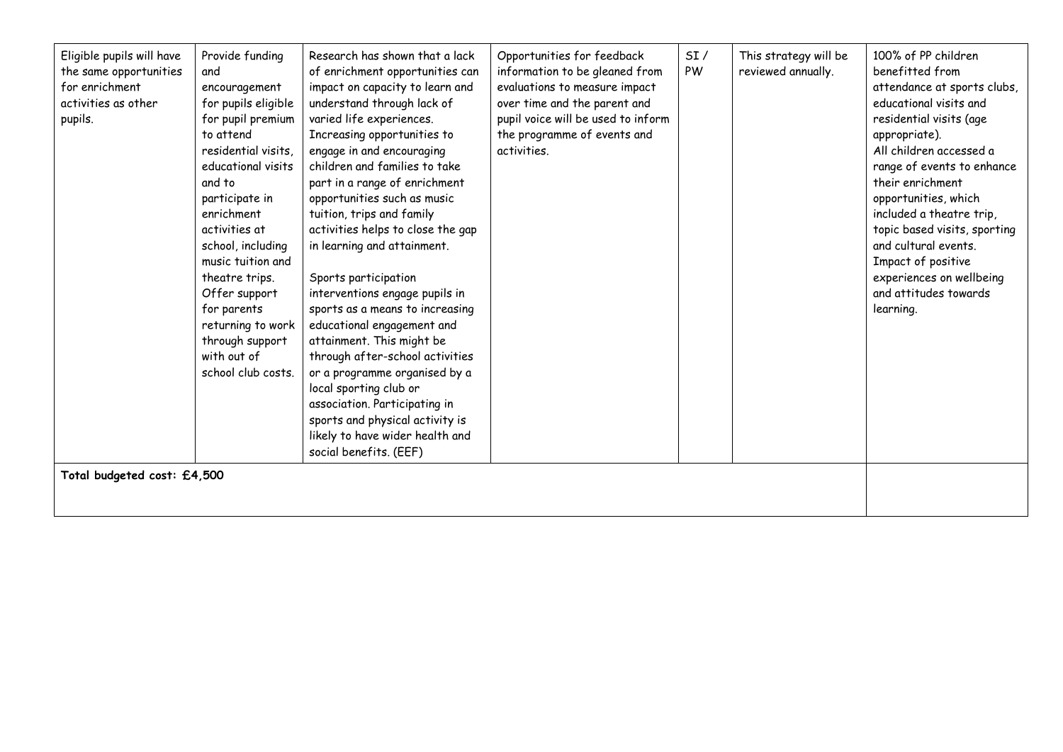| | | | | | | |
|---|---|---|---|---|---|---|
| Eligible pupils will have the same opportunities for enrichment activities as other pupils. | Provide funding and encouragement for pupils eligible for pupil premium to attend residential visits, educational visits and to participate in enrichment activities at school, including music tuition and theatre trips. Offer support for parents returning to work through support with out of school club costs. | Research has shown that a lack of enrichment opportunities can impact on capacity to learn and understand through lack of varied life experiences. Increasing opportunities to engage in and encouraging children and families to take part in a range of enrichment opportunities such as music tuition, trips and family activities helps to close the gap in learning and attainment.<br><br>Sports participation interventions engage pupils in sports as a means to increasing educational engagement and attainment. This might be through after-school activities or a programme organised by a local sporting club or association. Participating in sports and physical activity is likely to have wider health and social benefits. (EEF) | Opportunities for feedback information to be gleaned from evaluations to measure impact over time and the parent and pupil voice will be used to inform the programme of events and activities. | SI / PW | This strategy will be reviewed annually. | 100% of PP children benefitted from attendance at sports clubs, educational visits and residential visits (age appropriate).<br>All children accessed a range of events to enhance their enrichment opportunities, which included a theatre trip, topic based visits, sporting and cultural events.<br>Impact of positive experiences on wellbeing and attitudes towards learning. |
| **Total budgeted cost: £4,500** | | | | | | |